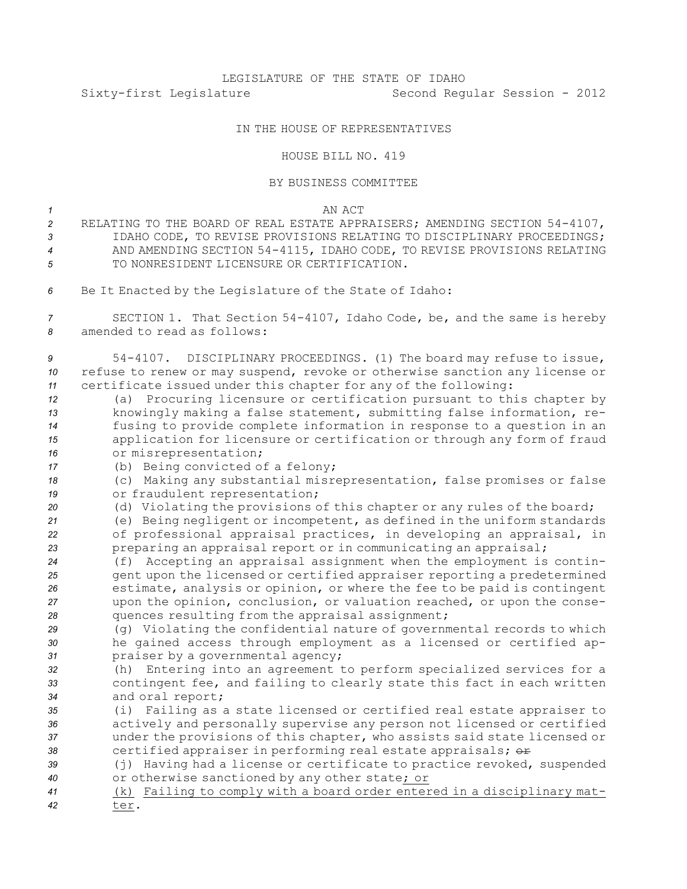LEGISLATURE OF THE STATE OF IDAHO
Sixty-first Legislature Second Regular Session - 2012

IN THE HOUSE OF REPRESENTATIVES

HOUSE BILL NO. 419

BY BUSINESS COMMITTEE

AN ACT

RELATING TO THE BOARD OF REAL ESTATE APPRAISERS; AMENDING SECTION 54-4107, IDAHO CODE, TO REVISE PROVISIONS RELATING TO DISCIPLINARY PROCEEDINGS; AND AMENDING SECTION 54-4115, IDAHO CODE, TO REVISE PROVISIONS RELATING TO NONRESIDENT LICENSURE OR CERTIFICATION.

Be It Enacted by the Legislature of the State of Idaho:

SECTION 1. That Section 54-4107, Idaho Code, be, and the same is hereby amended to read as follows:

54-4107. DISCIPLINARY PROCEEDINGS. (1) The board may refuse to issue, refuse to renew or may suspend, revoke or otherwise sanction any license or certificate issued under this chapter for any of the following:

(a) Procuring licensure or certification pursuant to this chapter by knowingly making a false statement, submitting false information, refusing to provide complete information in response to a question in an application for licensure or certification or through any form of fraud or misrepresentation;

(b) Being convicted of a felony;

(c) Making any substantial misrepresentation, false promises or false or fraudulent representation;

(d) Violating the provisions of this chapter or any rules of the board;

(e) Being negligent or incompetent, as defined in the uniform standards of professional appraisal practices, in developing an appraisal, in preparing an appraisal report or in communicating an appraisal;

(f) Accepting an appraisal assignment when the employment is contingent upon the licensed or certified appraiser reporting a predetermined estimate, analysis or opinion, or where the fee to be paid is contingent upon the opinion, conclusion, or valuation reached, or upon the consequences resulting from the appraisal assignment;

(g) Violating the confidential nature of governmental records to which he gained access through employment as a licensed or certified appraiser by a governmental agency;

(h) Entering into an agreement to perform specialized services for a contingent fee, and failing to clearly state this fact in each written and oral report;

(i) Failing as a state licensed or certified real estate appraiser to actively and personally supervise any person not licensed or certified under the provisions of this chapter, who assists said state licensed or certified appraiser in performing real estate appraisals; ~~or~~

(j) Having had a license or certificate to practice revoked, suspended or otherwise sanctioned by any other state; or

(k) Failing to comply with a board order entered in a disciplinary matter.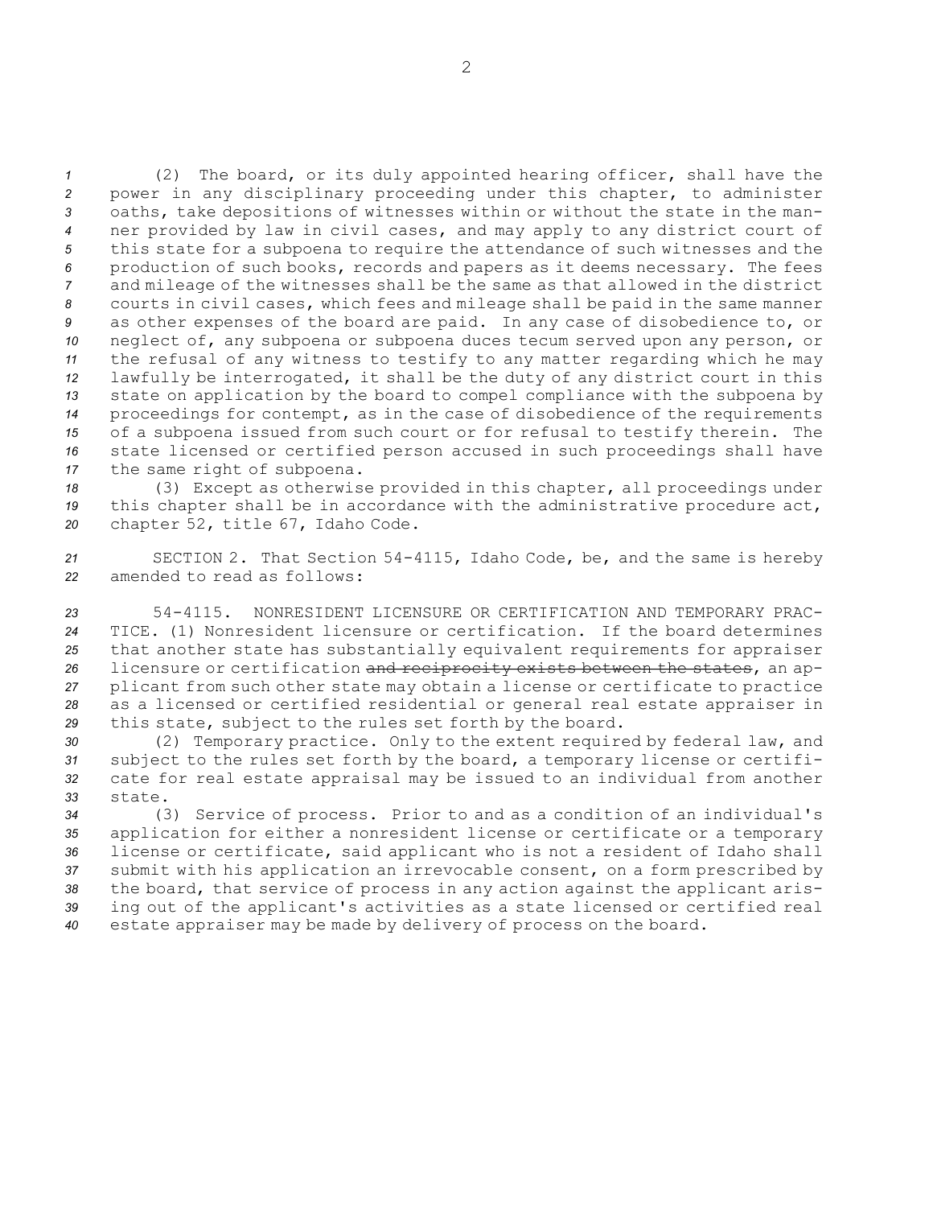(2) The board, or its duly appointed hearing officer, shall have the power in any disciplinary proceeding under this chapter, to administer oaths, take depositions of witnesses within or without the state in the manner provided by law in civil cases, and may apply to any district court of this state for a subpoena to require the attendance of such witnesses and the production of such books, records and papers as it deems necessary. The fees and mileage of the witnesses shall be the same as that allowed in the district courts in civil cases, which fees and mileage shall be paid in the same manner as other expenses of the board are paid. In any case of disobedience to, or neglect of, any subpoena or subpoena duces tecum served upon any person, or the refusal of any witness to testify to any matter regarding which he may lawfully be interrogated, it shall be the duty of any district court in this state on application by the board to compel compliance with the subpoena by proceedings for contempt, as in the case of disobedience of the requirements of a subpoena issued from such court or for refusal to testify therein. The state licensed or certified person accused in such proceedings shall have the same right of subpoena.

(3) Except as otherwise provided in this chapter, all proceedings under this chapter shall be in accordance with the administrative procedure act, chapter 52, title 67, Idaho Code.

SECTION 2. That Section 54-4115, Idaho Code, be, and the same is hereby amended to read as follows:

54-4115. NONRESIDENT LICENSURE OR CERTIFICATION AND TEMPORARY PRACTICE. (1) Nonresident licensure or certification. If the board determines that another state has substantially equivalent requirements for appraiser licensure or certification ~~and reciprocity exists between the states~~, an applicant from such other state may obtain a license or certificate to practice as a licensed or certified residential or general real estate appraiser in this state, subject to the rules set forth by the board.

(2) Temporary practice. Only to the extent required by federal law, and subject to the rules set forth by the board, a temporary license or certificate for real estate appraisal may be issued to an individual from another state.

(3) Service of process. Prior to and as a condition of an individual's application for either a nonresident license or certificate or a temporary license or certificate, said applicant who is not a resident of Idaho shall submit with his application an irrevocable consent, on a form prescribed by the board, that service of process in any action against the applicant arising out of the applicant's activities as a state licensed or certified real estate appraiser may be made by delivery of process on the board.